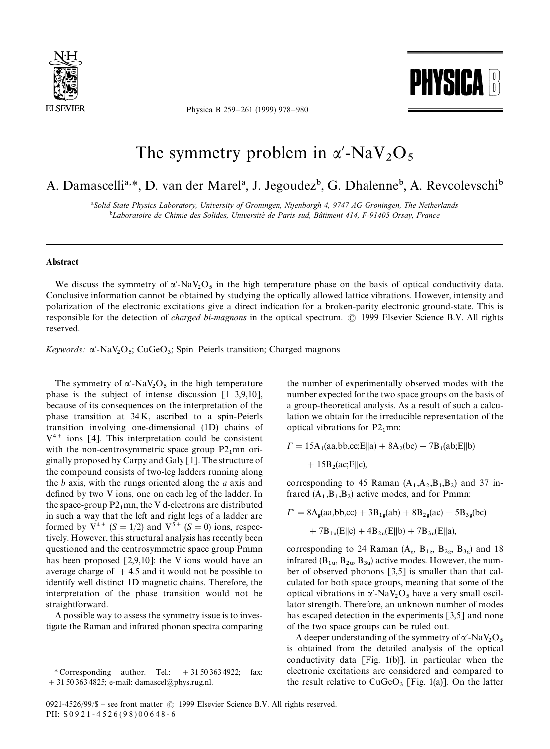# The symmetry problem in $\alpha'$-$NaV_2O_5$

A. Damascelli[a,*], D. van der Marel[a], J. Jegoudez[b], G. Dhalenne[b], A. Revcolevschi[b]

[a] Solid State Physics Laboratory, University of Groningen, Nijenborgh 4, 9747 AG Groningen, The Netherlands
[b] Laboratoire de Chimie des Solides, Université de Paris-sud, Bâtiment 414, F-91405 Orsay, France

## Abstract

We discuss the symmetry of $\alpha'$-$NaV_2O_5$ in the high temperature phase on the basis of optical conductivity data. Conclusive information cannot be obtained by studying the optically allowed lattice vibrations. However, intensity and polarization of the electronic excitations give a direct indication for a broken-parity electronic ground-state. This is responsible for the detection of *charged bi-magnons* in the optical spectrum. © 1999 Elsevier Science B.V. All rights reserved.

*Keywords:* $\alpha'$-$NaV_2O_5$; $CuGeO_3$; Spin–Peierls transition; Charged magnons

The symmetry of $\alpha'$-$NaV_2O_5$ in the high temperature phase is the subject of intense discussion [1–3,9,10], because of its consequences on the interpretation of the phase transition at 34 K, ascribed to a spin-Peierls transition involving one-dimensional (1D) chains of $V^{4+}$ ions [4]. This interpretation could be consistent with the non-centrosymmetric space group $P2_1mn$ originally proposed by Carpy and Galy [1]. The structure of the compound consists of two-leg ladders running along the $b$ axis, with the rungs oriented along the $a$ axis and defined by two V ions, one on each leg of the ladder. In the space-group $P2_1mn$, the V d-electrons are distributed in such a way that the left and right legs of a ladder are formed by $V^{4+}$ ($S = 1/2$) and $V^{5+}$ ($S = 0$) ions, respectively. However, this structural analysis has recently been questioned and the centrosymmetric space group Pmmn has been proposed [2,9,10]: the V ions would have an average charge of $+4.5$ and it would not be possible to identify well distinct 1D magnetic chains. Therefore, the interpretation of the phase transition would not be straightforward.

A possible way to assess the symmetry issue is to investigate the Raman and infrared phonon spectra comparing the number of experimentally observed modes with the number expected for the two space groups on the basis of a group-theoretical analysis. As a result of such a calculation we obtain for the irreducible representation of the optical vibrations for $P2_1mn$:

$$\Gamma = 15A_1(aa,bb,cc;E\|a) + 8A_2(bc) + 7B_1(ab;E\|b) + 15B_2(ac;E\|c),$$

corresponding to 45 Raman ($A_1$,$A_2$,$B_1$,$B_2$) and 37 infrared ($A_1$,$B_1$,$B_2$) active modes, and for Pmmn:

$$\Gamma' = 8A_g(aa,bb,cc) + 3B_{1g}(ab) + 8B_{2g}(ac) + 5B_{3g}(bc) + 7B_{1u}(E\|c) + 4B_{2u}(E\|b) + 7B_{3u}(E\|a),$$

corresponding to 24 Raman ($A_g$, $B_{1g}$, $B_{2g}$, $B_{3g}$) and 18 infrared ($B_{1u}$, $B_{2u}$, $B_{3u}$) active modes. However, the number of observed phonons [3,5] is smaller than that calculated for both space groups, meaning that some of the optical vibrations in $\alpha'$-$NaV_2O_5$ have a very small oscillator strength. Therefore, an unknown number of modes has escaped detection in the experiments [3,5] and none of the two space groups can be ruled out.

A deeper understanding of the symmetry of $\alpha'$-$NaV_2O_5$ is obtained from the detailed analysis of the optical conductivity data [Fig. 1(b)], in particular when the electronic excitations are considered and compared to the result relative to $CuGeO_3$ [Fig. 1(a)]. On the latter

---

* Corresponding author. Tel.: +31 50 363 4922; fax: +31 50 363 4825; e-mail: damascel@phys.rug.nl.

0921-4526/99/$ – see front matter © 1999 Elsevier Science B.V. All rights reserved.
PII: S0921-4526(98)00648-6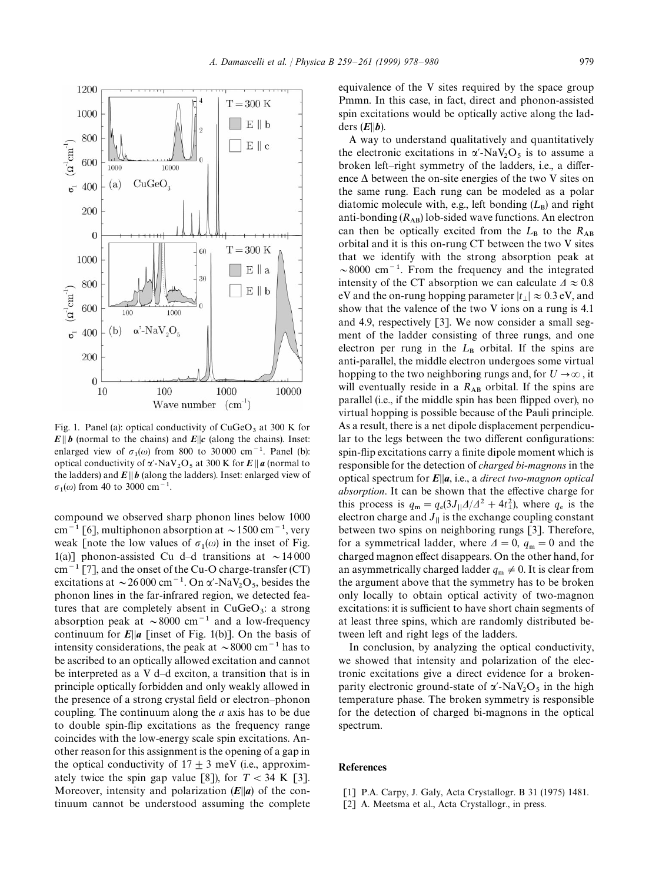Fig. 1. Panel (a): optical conductivity of $CuGeO_3$ at 300 K for $\boldsymbol{E} \| \boldsymbol{b}$ (normal to the chains) and $\boldsymbol{E} \| \boldsymbol{c}$ (along the chains). Inset: enlarged view of $\sigma_1(\omega)$ from 800 to 30 000 $cm^{-1}$. Panel (b): optical conductivity of $\alpha'$-$NaV_2O_5$ at 300 K for $\boldsymbol{E} \| \boldsymbol{a}$ (normal to the ladders) and $\boldsymbol{E} \| \boldsymbol{b}$ (along the ladders). Inset: enlarged view of $\sigma_1(\omega)$ from 40 to 3000 $cm^{-1}$.

compound we observed sharp phonon lines below 1000 $cm^{-1}$ [6], multiphonon absorption at $\sim 1500$ $cm^{-1}$, very weak [note the low values of $\sigma_1(\omega)$ in the inset of Fig. 1(a)] phonon-assisted Cu d–d transitions at $\sim 14 000$ $cm^{-1}$ [7], and the onset of the Cu-O charge-transfer (CT) excitations at $\sim 26 000$ $cm^{-1}$. On $\alpha'$-$NaV_2O_5$, besides the phonon lines in the far-infrared region, we detected features that are completely absent in $CuGeO_3$: a strong absorption peak at $\sim 8000$ $cm^{-1}$ and a low-frequency continuum for $\boldsymbol{E} \| \boldsymbol{a}$ [inset of Fig. 1(b)]. On the basis of intensity considerations, the peak at $\sim 8000$ $cm^{-1}$ has to be ascribed to an optically allowed excitation and cannot be interpreted as a V d–d exciton, a transition that is in principle optically forbidden and only weakly allowed in the presence of a strong crystal field or electron–phonon coupling. The continuum along the *a* axis has to be due to double spin-flip excitations as the frequency range coincides with the low-energy scale spin excitations. Another reason for this assignment is the opening of a gap in the optical conductivity of $17 \pm 3$ meV (i.e., approximately twice the spin gap value [8]), for $T < 34$ K [3]. Moreover, intensity and polarization ($\boldsymbol{E} \| \boldsymbol{a}$) of the continuum cannot be understood assuming the complete equivalence of the V sites required by the space group Pmmn. In this case, in fact, direct and phonon-assisted spin excitations would be optically active along the ladders ($\boldsymbol{E} \| \boldsymbol{b}$).

A way to understand qualitatively and quantitatively the electronic excitations in $\alpha'$-$NaV_2O_5$ is to assume a broken left–right symmetry of the ladders, i.e., a difference $\Delta$ between the on-site energies of the two V sites on the same rung. Each rung can be modeled as a polar diatomic molecule with, e.g., left bonding ($L_B$) and right anti-bonding ($R_{AB}$) lob-sided wave functions. An electron can then be optically excited from the $L_B$ to the $R_{AB}$ orbital and it is this on-rung CT between the two V sites that we identify with the strong absorption peak at $\sim 8000$ $cm^{-1}$. From the frequency and the integrated intensity of the CT absorption we can calculate $\Delta \approx 0.8$ eV and the on-rung hopping parameter $|t_\perp| \approx 0.3$ eV, and show that the valence of the two V ions on a rung is 4.1 and 4.9, respectively [3]. We now consider a small segment of the ladder consisting of three rungs, and one electron per rung in the $L_B$ orbital. If the spins are anti-parallel, the middle electron undergoes some virtual hopping to the two neighboring rungs and, for $U \to \infty$, it will eventually reside in a $R_{AB}$ orbital. If the spins are parallel (i.e., if the middle spin has been flipped over), no virtual hopping is possible because of the Pauli principle. As a result, there is a net dipole displacement perpendicular to the legs between the two different configurations: spin-flip excitations carry a finite dipole moment which is responsible for the detection of *charged bi-magnons* in the optical spectrum for $\boldsymbol{E} \| \boldsymbol{a}$, i.e., a *direct two-magnon optical absorption*. It can be shown that the effective charge for this process is $q_m = q_e(3J_{\|}\Delta/\Delta^2 + 4t_\perp^2)$, where $q_e$ is the electron charge and $J_{\|}$ is the exchange coupling constant between two spins on neighboring rungs [3]. Therefore, for a symmetrical ladder, where $\Delta = 0$, $q_m = 0$ and the charged magnon effect disappears. On the other hand, for an asymmetrically charged ladder $q_m \neq 0$. It is clear from the argument above that the symmetry has to be broken only locally to obtain optical activity of two-magnon excitations: it is sufficient to have short chain segments of at least three spins, which are randomly distributed between left and right legs of the ladders.

In conclusion, by analyzing the optical conductivity, we showed that intensity and polarization of the electronic excitations give a direct evidence for a broken-parity electronic ground-state of $\alpha'$-$NaV_2O_5$ in the high temperature phase. The broken symmetry is responsible for the detection of charged bi-magnons in the optical spectrum.

## References

[1] P.A. Carpy, J. Galy, Acta Crystallogr. B 31 (1975) 1481.

[2] A. Meetsma et al., Acta Crystallogr., in press.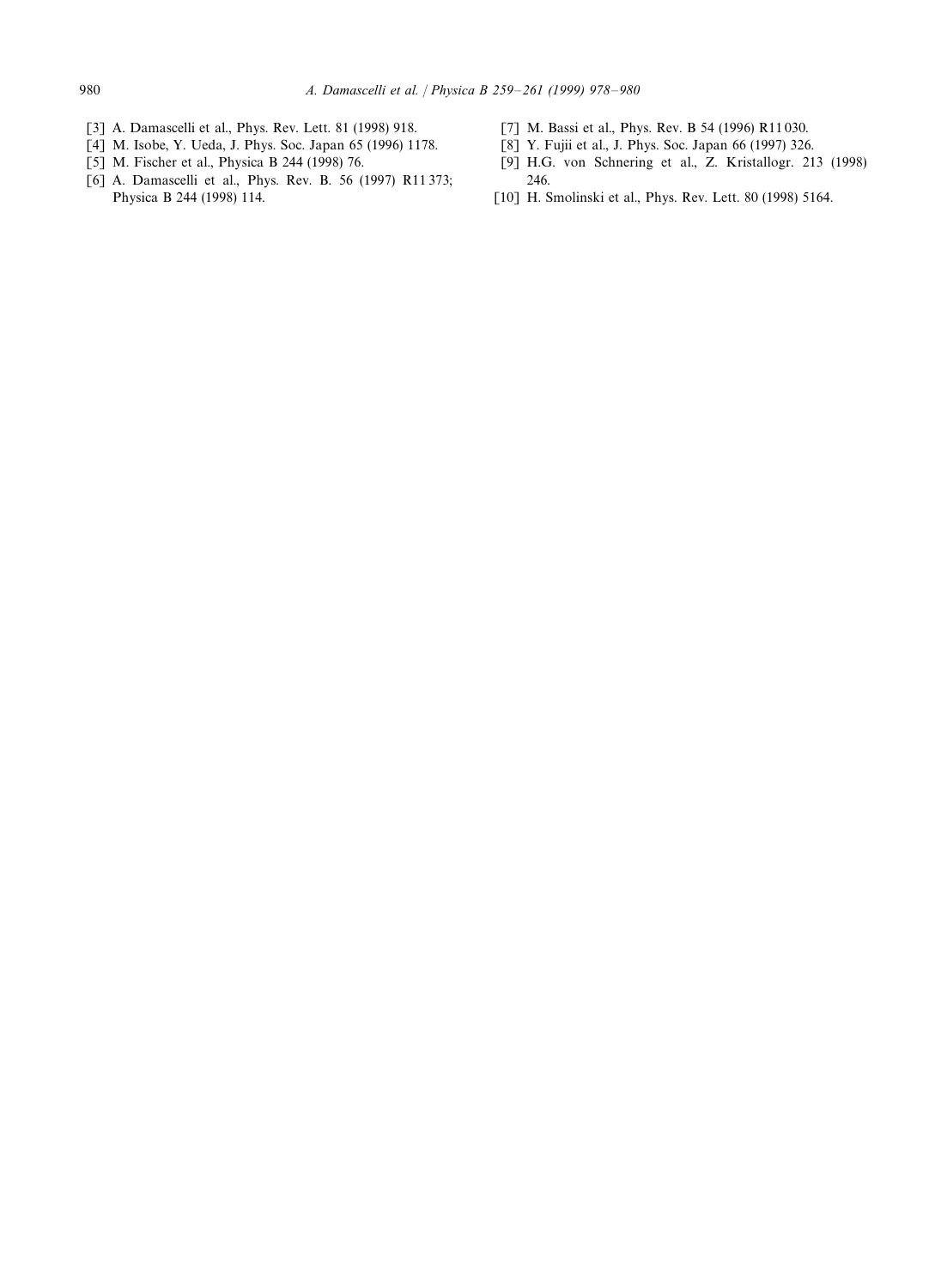[3] A. Damascelli et al., Phys. Rev. Lett. 81 (1998) 918.

[4] M. Isobe, Y. Ueda, J. Phys. Soc. Japan 65 (1996) 1178.

[5] M. Fischer et al., Physica B 244 (1998) 76.

[6] A. Damascelli et al., Phys. Rev. B. 56 (1997) R11 373; Physica B 244 (1998) 114.

[7] M. Bassi et al., Phys. Rev. B 54 (1996) R11 030.

[8] Y. Fujii et al., J. Phys. Soc. Japan 66 (1997) 326.

[9] H.G. von Schnering et al., Z. Kristallogr. 213 (1998) 246.

[10] H. Smolinski et al., Phys. Rev. Lett. 80 (1998) 5164.